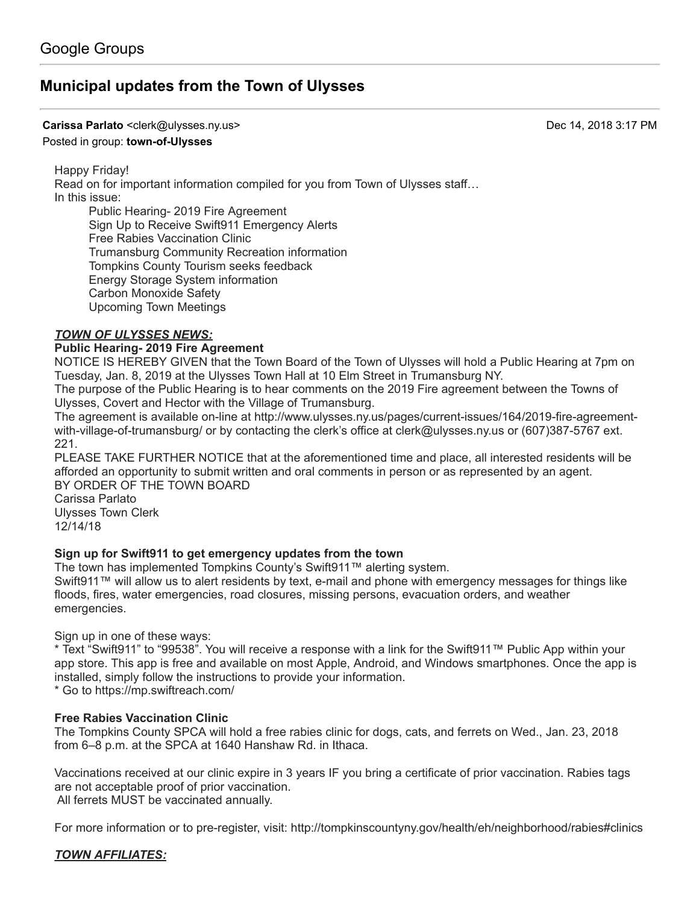Google Groups

# Municipal updates from the Town of Ulysses

**Carissa Parlato** <clerk@ulysses.ny.us> Dec 14, 2018 3:17 PM
Posted in group: **town-of-Ulysses**

Happy Friday!
Read on for important information compiled for you from Town of Ulysses staff…
In this issue:

- Public Hearing- 2019 Fire Agreement
- Sign Up to Receive Swift911 Emergency Alerts
- Free Rabies Vaccination Clinic
- Trumansburg Community Recreation information
- Tompkins County Tourism seeks feedback
- Energy Storage System information
- Carbon Monoxide Safety
- Upcoming Town Meetings

***TOWN OF ULYSSES NEWS:***

**Public Hearing- 2019 Fire Agreement**

NOTICE IS HEREBY GIVEN that the Town Board of the Town of Ulysses will hold a Public Hearing at 7pm on Tuesday, Jan. 8, 2019 at the Ulysses Town Hall at 10 Elm Street in Trumansburg NY.
The purpose of the Public Hearing is to hear comments on the 2019 Fire agreement between the Towns of Ulysses, Covert and Hector with the Village of Trumansburg.
The agreement is available on-line at http://www.ulysses.ny.us/pages/current-issues/164/2019-fire-agreement-with-village-of-trumansburg/ or by contacting the clerk's office at clerk@ulysses.ny.us or (607)387-5767 ext. 221.
PLEASE TAKE FURTHER NOTICE that at the aforementioned time and place, all interested residents will be afforded an opportunity to submit written and oral comments in person or as represented by an agent.
BY ORDER OF THE TOWN BOARD
Carissa Parlato
Ulysses Town Clerk
12/14/18

**Sign up for Swift911 to get emergency updates from the town**

The town has implemented Tompkins County's Swift911™ alerting system.
Swift911™ will allow us to alert residents by text, e-mail and phone with emergency messages for things like floods, fires, water emergencies, road closures, missing persons, evacuation orders, and weather emergencies.

Sign up in one of these ways:
* Text "Swift911" to "99538". You will receive a response with a link for the Swift911™ Public App within your app store. This app is free and available on most Apple, Android, and Windows smartphones. Once the app is installed, simply follow the instructions to provide your information.
* Go to https://mp.swiftreach.com/

**Free Rabies Vaccination Clinic**

The Tompkins County SPCA will hold a free rabies clinic for dogs, cats, and ferrets on Wed., Jan. 23, 2018 from 6–8 p.m. at the SPCA at 1640 Hanshaw Rd. in Ithaca.

Vaccinations received at our clinic expire in 3 years IF you bring a certificate of prior vaccination. Rabies tags are not acceptable proof of prior vaccination.
All ferrets MUST be vaccinated annually.

For more information or to pre-register, visit: http://tompkinscountyny.gov/health/eh/neighborhood/rabies#clinics

***TOWN AFFILIATES:***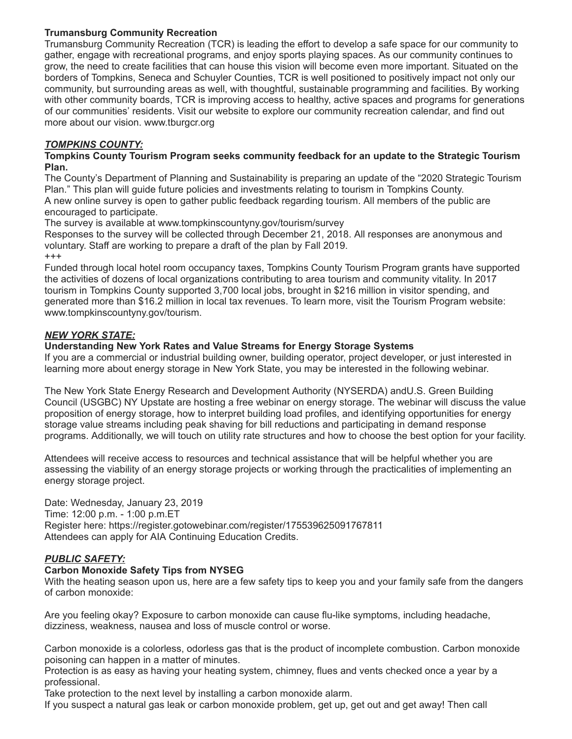**Trumansburg Community Recreation**

Trumansburg Community Recreation (TCR) is leading the effort to develop a safe space for our community to gather, engage with recreational programs, and enjoy sports playing spaces. As our community continues to grow, the need to create facilities that can house this vision will become even more important. Situated on the borders of Tompkins, Seneca and Schuyler Counties, TCR is well positioned to positively impact not only our community, but surrounding areas as well, with thoughtful, sustainable programming and facilities. By working with other community boards, TCR is improving access to healthy, active spaces and programs for generations of our communities' residents. Visit our website to explore our community recreation calendar, and find out more about our vision. www.tburgcr.org

***TOMPKINS COUNTY:***

**Tompkins County Tourism Program seeks community feedback for an update to the Strategic Tourism Plan.**

The County's Department of Planning and Sustainability is preparing an update of the "2020 Strategic Tourism Plan." This plan will guide future policies and investments relating to tourism in Tompkins County.
A new online survey is open to gather public feedback regarding tourism. All members of the public are encouraged to participate.
The survey is available at www.tompkinscountyny.gov/tourism/survey
Responses to the survey will be collected through December 21, 2018. All responses are anonymous and voluntary. Staff are working to prepare a draft of the plan by Fall 2019.
+++
Funded through local hotel room occupancy taxes, Tompkins County Tourism Program grants have supported the activities of dozens of local organizations contributing to area tourism and community vitality. In 2017 tourism in Tompkins County supported 3,700 local jobs, brought in $216 million in visitor spending, and generated more than $16.2 million in local tax revenues. To learn more, visit the Tourism Program website: www.tompkinscountyny.gov/tourism.

***NEW YORK STATE:***

**Understanding New York Rates and Value Streams for Energy Storage Systems**

If you are a commercial or industrial building owner, building operator, project developer, or just interested in learning more about energy storage in New York State, you may be interested in the following webinar.

The New York State Energy Research and Development Authority (NYSERDA) andU.S. Green Building Council (USGBC) NY Upstate are hosting a free webinar on energy storage. The webinar will discuss the value proposition of energy storage, how to interpret building load profiles, and identifying opportunities for energy storage value streams including peak shaving for bill reductions and participating in demand response programs. Additionally, we will touch on utility rate structures and how to choose the best option for your facility.

Attendees will receive access to resources and technical assistance that will be helpful whether you are assessing the viability of an energy storage projects or working through the practicalities of implementing an energy storage project.

Date: Wednesday, January 23, 2019
Time: 12:00 p.m. - 1:00 p.m.ET
Register here: https://register.gotowebinar.com/register/175539625091767811
Attendees can apply for AIA Continuing Education Credits.

***PUBLIC SAFETY:***

**Carbon Monoxide Safety Tips from NYSEG**

With the heating season upon us, here are a few safety tips to keep you and your family safe from the dangers of carbon monoxide:

Are you feeling okay? Exposure to carbon monoxide can cause flu-like symptoms, including headache, dizziness, weakness, nausea and loss of muscle control or worse.

Carbon monoxide is a colorless, odorless gas that is the product of incomplete combustion. Carbon monoxide poisoning can happen in a matter of minutes.
Protection is as easy as having your heating system, chimney, flues and vents checked once a year by a professional.
Take protection to the next level by installing a carbon monoxide alarm.
If you suspect a natural gas leak or carbon monoxide problem, get up, get out and get away! Then call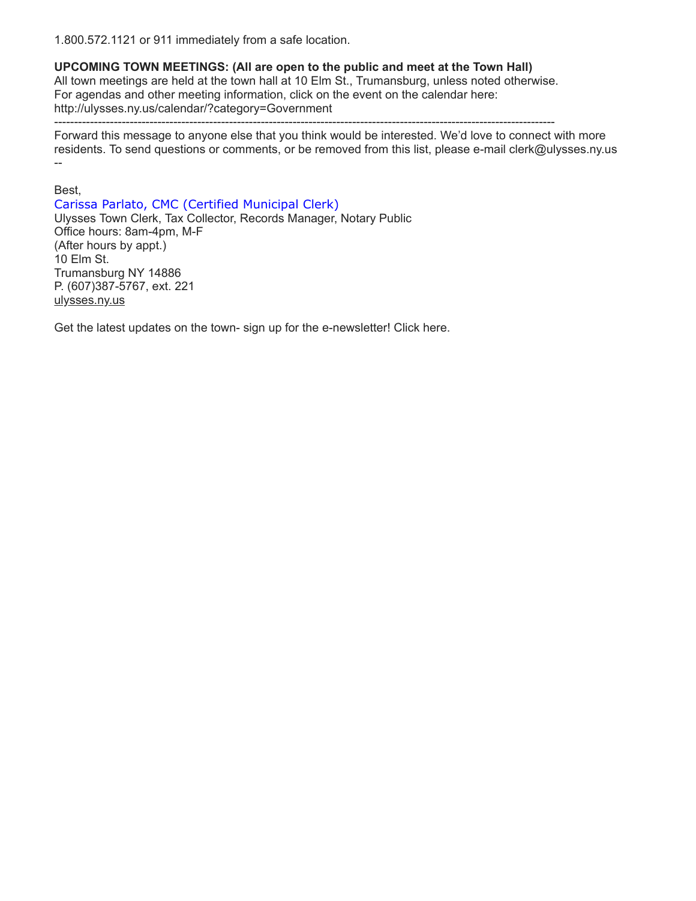1.800.572.1121 or 911 immediately from a safe location.

**UPCOMING TOWN MEETINGS: (All are open to the public and meet at the Town Hall)**
All town meetings are held at the town hall at 10 Elm St., Trumansburg, unless noted otherwise.
For agendas and other meeting information, click on the event on the calendar here:
http://ulysses.ny.us/calendar/?category=Government

---

Forward this message to anyone else that you think would be interested. We'd love to connect with more residents. To send questions or comments, or be removed from this list, please e-mail clerk@ulysses.ny.us
--

Best,
Carissa Parlato, CMC (Certified Municipal Clerk)
Ulysses Town Clerk, Tax Collector, Records Manager, Notary Public
Office hours: 8am-4pm, M-F
(After hours by appt.)
10 Elm St.
Trumansburg NY 14886
P. (607)387-5767, ext. 221
ulysses.ny.us

Get the latest updates on the town- sign up for the e-newsletter! Click here.